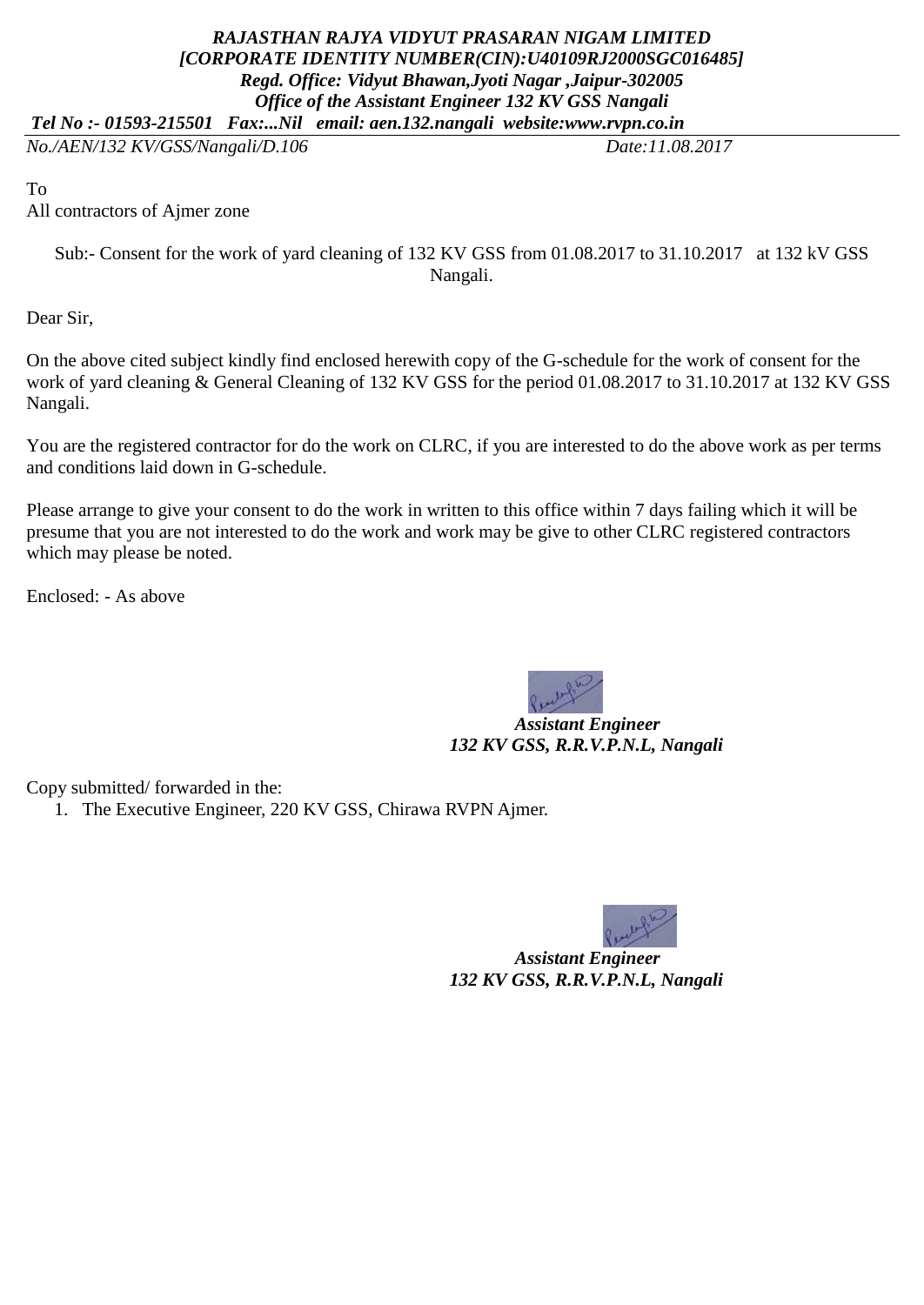***RAJASTHAN RAJYA VIDYUT PRASARAN NIGAM LIMITED***
***[CORPORATE IDENTITY NUMBER(CIN):U40109RJ2000SGC016485]***
***Regd. Office: Vidyut Bhawan,Jyoti Nagar ,Jaipur-302005***
***Office of the Assistant Engineer 132 KV GSS Nangali***
***Tel No :- 01593-215501 Fax:...Nil email: aen.132.nangali website:www.rvpn.co.in***

*No./AEN/132 KV/GSS/Nangali/D.106* *Date:11.08.2017*

To
All contractors of Ajmer zone

Sub:- Consent for the work of yard cleaning of 132 KV GSS from 01.08.2017 to 31.10.2017 at 132 kV GSS Nangali.

Dear Sir,

On the above cited subject kindly find enclosed herewith copy of the G-schedule for the work of consent for the work of yard cleaning & General Cleaning of 132 KV GSS for the period 01.08.2017 to 31.10.2017 at 132 KV GSS Nangali.

You are the registered contractor for do the work on CLRC, if you are interested to do the above work as per terms and conditions laid down in G-schedule.

Please arrange to give your consent to do the work in written to this office within 7 days failing which it will be presume that you are not interested to do the work and work may be give to other CLRC registered contractors which may please be noted.

Enclosed: - As above

***Assistant Engineer***
***132 KV GSS, R.R.V.P.N.L, Nangali***

Copy submitted/ forwarded in the:

1. The Executive Engineer, 220 KV GSS, Chirawa RVPN Ajmer.

***Assistant Engineer***
***132 KV GSS, R.R.V.P.N.L, Nangali***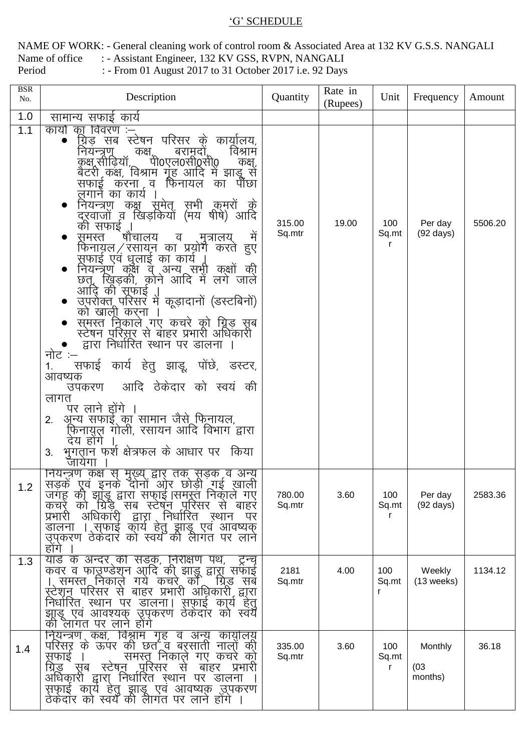## 'G' SCHEDULE

NAME OF WORK: - General cleaning work of control room & Associated Area at 132 KV G.S.S. NANGALI
Name of office : - Assistant Engineer, 132 KV GSS, RVPN, NANGALI
Period : - From 01 August 2017 to 31 October 2017 i.e. 92 Days

| BSR No. | Description | Quantity | Rate in (Rupees) | Unit | Frequency | Amount |
|---|---|---|---|---|---|---|
| 1.0 | सामान्य सफाई कार्य | | | | | |
| 1.1 | कार्यो का विवरण :– <br>● ग्रिड़ सब स्टेषन परिसर के कार्यालय, नियन्त्रण कक्ष, बरामदों, विश्राम कक्ष,सीढ़ियॉ, पी0एल0सी0सी0 कक्ष, बैटरी कक्ष, विश्राम गृह आदि में झाड़ू से सफाई करना व फिनायल का पौंछा लगाने का कार्य ।<br>● नियन्त्रण कक्ष समेत सभी कमरों के दरवाजों व खिड़कियों (मय षीषे) आदि की सफाई ।<br>● समस्त षौचालय व मुत्रालय में फिनायल/रसायन का प्रयोग करते हुए सफाई एवं धुलाई का कार्य ।<br>● नियन्त्रण कक्ष व अन्य सभी कक्षों की छत, खिड़की, कोने आदि में लगे जाले आदि की सफाई ।<br>● उपरोक्त परिसर में कूड़ादानों (डस्टबिनों) को खाली करना ।<br>● समस्त निकाले गए कचरे को ग्रिड़ सब स्टेषन परिसर से बाहर प्रभारी अधिकारी<br>● द्वारा निर्धारित स्थान पर डालना ।<br>नोट :–<br>1. सफाई कार्य हेतु झाड़ू, पोंछे, डस्टर, आवष्यक उपकरण आदि ठेकेदार को स्वयं की लागत पर लाने होंगे ।<br>2. अन्य सफाई का सामान जैसे फिनायल, फिनायल गोली, रसायन आदि विभाग द्वारा देय होंगे ।<br>3. भुगतान फर्श क्षेत्रफल के आधार पर किया जायेगा । | 315.00 Sq.mtr | 19.00 | 100 Sq.mtr | Per day (92 days) | 5506.20 |
| 1.2 | नियन्त्रण कक्ष से मुख्य द्वार तक सड़क व अन्य सड़कें एवं इनके दोनों ओर छोड़ी गई खाली जगह की झाड़ू द्वारा सफाई।समस्त निकाले गए कचरे को ग्रिड़ सब स्टेषन परिसर से बाहर प्रभारी अधिकारी द्वारा निर्धारित स्थान पर डालना । सफाई कार्य हेतु झाड़ू एवं आवष्यक उपकरण ठेकेदार को स्वयं की लागत पर लाने होंगे । | 780.00 Sq.mtr | 3.60 | 100 Sq.mtr | Per day (92 days) | 2583.36 |
| 1.3 | यार्ड के अन्दर की सड़क, निरीक्षण पथ, ट्रन्च कवर व फाउण्डेशन आदि की झाड़ू द्वारा सफाई । समस्त निकाले गये कचरे को ग्रिड सब स्टेशन परिसर से बाहर प्रभारी अधिकारी द्वारा निर्धारित स्थान पर डालना। सफाई कार्य हेतु झाड़ू एवं आवश्यक उपकरण ठेकेदार को स्वयं की लागत पर लाने होंगे | 2181 Sq.mtr | 4.00 | 100 Sq.mtr | Weekly (13 weeks) | 1134.12 |
| 1.4 | नियन्त्रण कक्ष, विश्राम गृह व अन्य कार्यालय परिसर के ऊपर की छत व बरसाती नालों की सफाई । समस्त निकाले गए कचरे को ग्रिड़ सब स्टेषन परिसर से बाहर प्रभारी अधिकारी द्वारा निर्धारित स्थान पर डालना । सफाई कार्य हेतु झाड़ू एवं आवष्यक उपकरण ठेकेदार को स्वयं की लागत पर लाने होंगे । | 335.00 Sq.mtr | 3.60 | 100 Sq.mtr | Monthly (03 months) | 36.18 |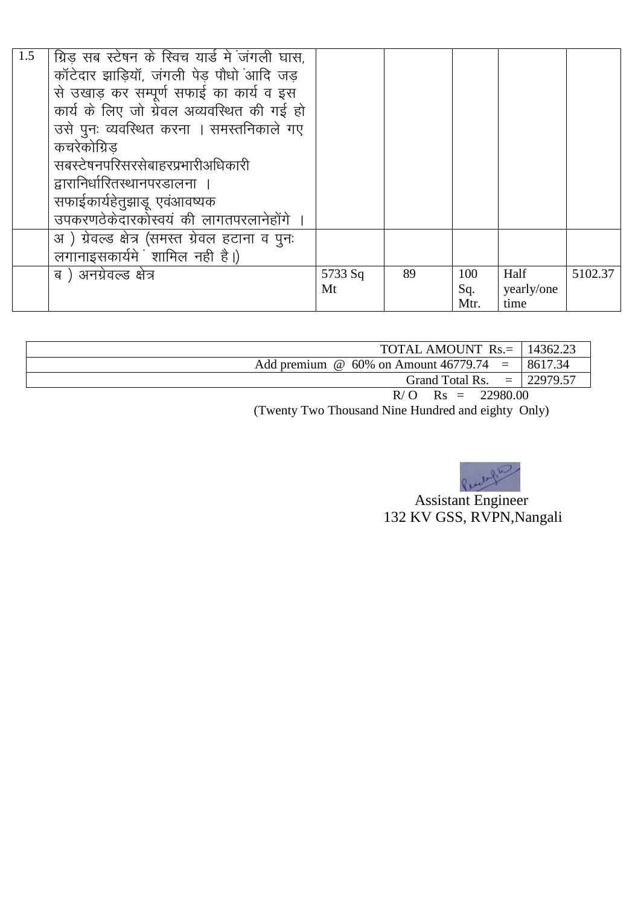| | | | | | | |
|---|---|---|---|---|---|---|
| 1.5 | ग्रिड़ सब स्टेषन के स्विच यार्ड मे जंगली घास, कॉटेदार झाड़ियॉ, जंगली पेड़ पौधो आदि जड़ से उखाड़ कर सम्पूर्ण सफाई का कार्य व इस कार्य के लिए जो ग्रेवल अव्यवस्थित की गई हो उसे पुनः व्यवस्थित करना । समस्तनिकाले गए कचरेकोग्रिड़ सबस्टेषनपरिसरसेबाहरप्रभारीअधिकारी द्वारानिर्धारितस्थानपरडालना । सफाईकार्यहेतुझाडू एवंआवष्यक उपकरणठेकेदारकोस्वयं की लागतपरलानेहोंगे । | | | | | |
| | अ ) ग्रेवल्ड क्षेत्र (समस्त ग्रेवल हटाना व पुनः लगानाइसकार्यमे शामिल नही है।) | | | | | |
| | ब ) अनग्रेवल्ड क्षेत्र | 5733 Sq Mt | 89 | 100 Sq. Mtr. | Half yearly/one time | 5102.37 |

| | |
|---|---|
| TOTAL AMOUNT Rs.= | 14362.23 |
| Add premium @ 60% on Amount 46779.74 = | 8617.34 |
| Grand Total Rs. = | 22979.57 |

R/ O Rs = 22980.00

(Twenty Two Thousand Nine Hundred and eighty Only)

Assistant Engineer
132 KV GSS, RVPN,Nangali